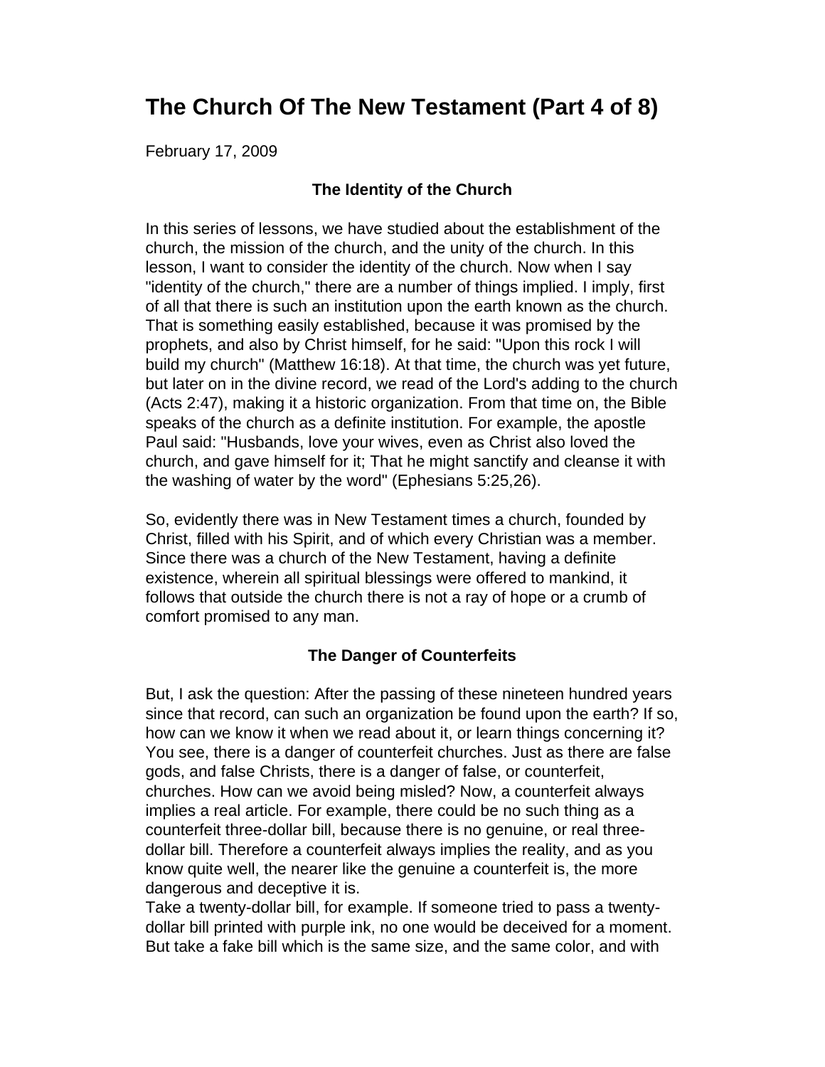# The Church Of The New Testament (Part 4 of 8)

February 17, 2009

### The Identity of the Church

In this series of lessons, we have studied about the establishment of the church, the mission of the church, and the unity of the church. In this lesson, I want to consider the identity of the church. Now when I say "identity of the church," there are a number of things implied. I imply, first of all that there is such an institution upon the earth known as the church. That is something easily established, because it was promised by the prophets, and also by Christ himself, for he said: "Upon this rock I will build my church" (Matthew 16:18). At that time, the church was yet future, but later on in the divine record, we read of the Lord's adding to the church (Acts 2:47), making it a historic organization. From that time on, the Bible speaks of the church as a definite institution. For example, the apostle Paul said: "Husbands, love your wives, even as Christ also loved the church, and gave himself for it; That he might sanctify and cleanse it with the washing of water by the word" (Ephesians 5:25,26).

So, evidently there was in New Testament times a church, founded by Christ, filled with his Spirit, and of which every Christian was a member. Since there was a church of the New Testament, having a definite existence, wherein all spiritual blessings were offered to mankind, it follows that outside the church there is not a ray of hope or a crumb of comfort promised to any man.

### The Danger of Counterfeits

But, I ask the question: After the passing of these nineteen hundred years since that record, can such an organization be found upon the earth? If so, how can we know it when we read about it, or learn things concerning it? You see, there is a danger of counterfeit churches. Just as there are false gods, and false Christs, there is a danger of false, or counterfeit, churches. How can we avoid being misled? Now, a counterfeit always implies a real article. For example, there could be no such thing as a counterfeit three-dollar bill, because there is no genuine, or real three-dollar bill. Therefore a counterfeit always implies the reality, and as you know quite well, the nearer like the genuine a counterfeit is, the more dangerous and deceptive it is.

Take a twenty-dollar bill, for example. If someone tried to pass a twenty-dollar bill printed with purple ink, no one would be deceived for a moment. But take a fake bill which is the same size, and the same color, and with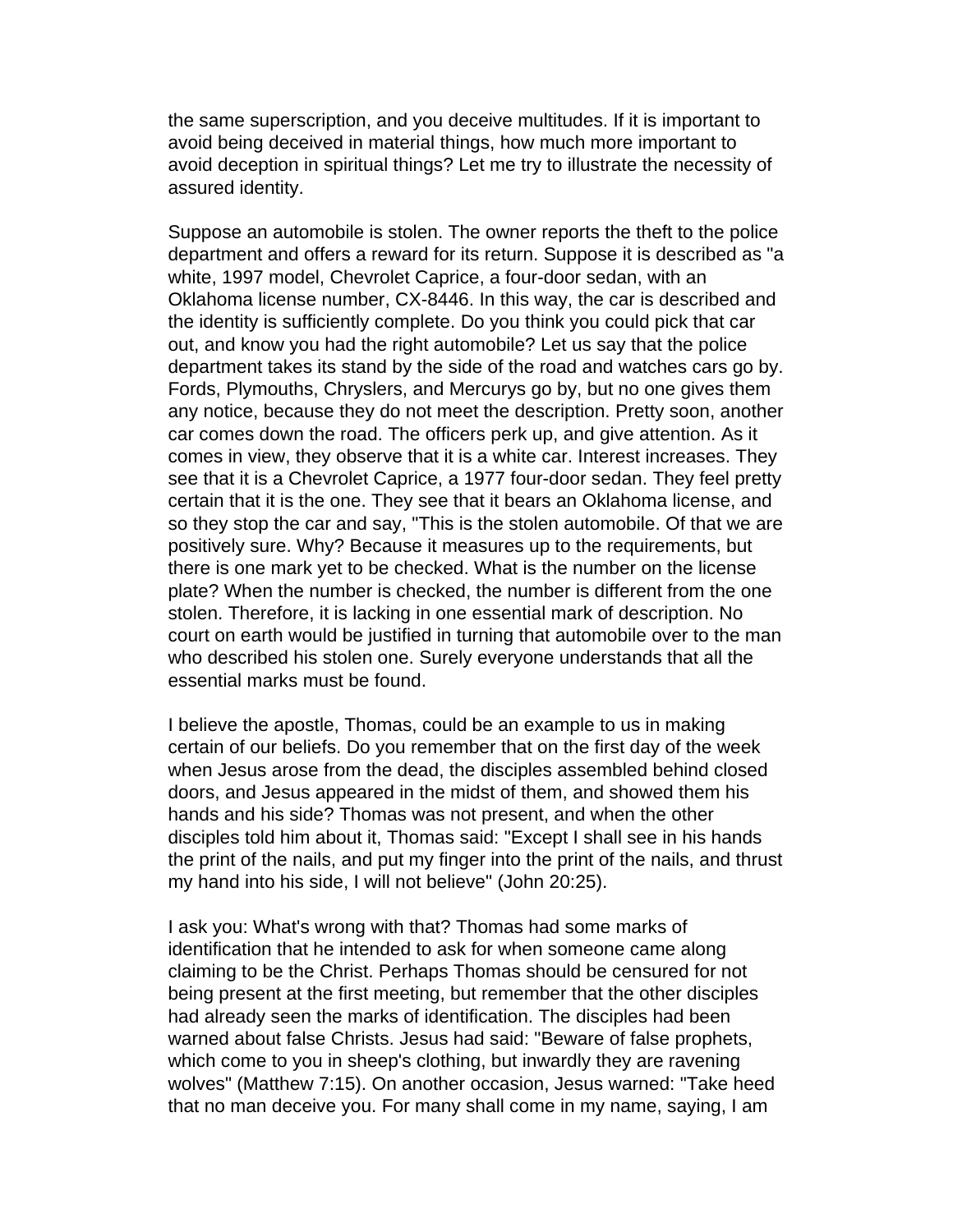the same superscription, and you deceive multitudes. If it is important to avoid being deceived in material things, how much more important to avoid deception in spiritual things? Let me try to illustrate the necessity of assured identity.

Suppose an automobile is stolen. The owner reports the theft to the police department and offers a reward for its return. Suppose it is described as "a white, 1997 model, Chevrolet Caprice, a four-door sedan, with an Oklahoma license number, CX-8446. In this way, the car is described and the identity is sufficiently complete. Do you think you could pick that car out, and know you had the right automobile? Let us say that the police department takes its stand by the side of the road and watches cars go by. Fords, Plymouths, Chryslers, and Mercurys go by, but no one gives them any notice, because they do not meet the description. Pretty soon, another car comes down the road. The officers perk up, and give attention. As it comes in view, they observe that it is a white car. Interest increases. They see that it is a Chevrolet Caprice, a 1977 four-door sedan. They feel pretty certain that it is the one. They see that it bears an Oklahoma license, and so they stop the car and say, "This is the stolen automobile. Of that we are positively sure. Why? Because it measures up to the requirements, but there is one mark yet to be checked. What is the number on the license plate? When the number is checked, the number is different from the one stolen. Therefore, it is lacking in one essential mark of description. No court on earth would be justified in turning that automobile over to the man who described his stolen one. Surely everyone understands that all the essential marks must be found.

I believe the apostle, Thomas, could be an example to us in making certain of our beliefs. Do you remember that on the first day of the week when Jesus arose from the dead, the disciples assembled behind closed doors, and Jesus appeared in the midst of them, and showed them his hands and his side? Thomas was not present, and when the other disciples told him about it, Thomas said: "Except I shall see in his hands the print of the nails, and put my finger into the print of the nails, and thrust my hand into his side, I will not believe" (John 20:25).

I ask you: What's wrong with that? Thomas had some marks of identification that he intended to ask for when someone came along claiming to be the Christ. Perhaps Thomas should be censured for not being present at the first meeting, but remember that the other disciples had already seen the marks of identification. The disciples had been warned about false Christs. Jesus had said: "Beware of false prophets, which come to you in sheep's clothing, but inwardly they are ravening wolves" (Matthew 7:15). On another occasion, Jesus warned: "Take heed that no man deceive you. For many shall come in my name, saying, I am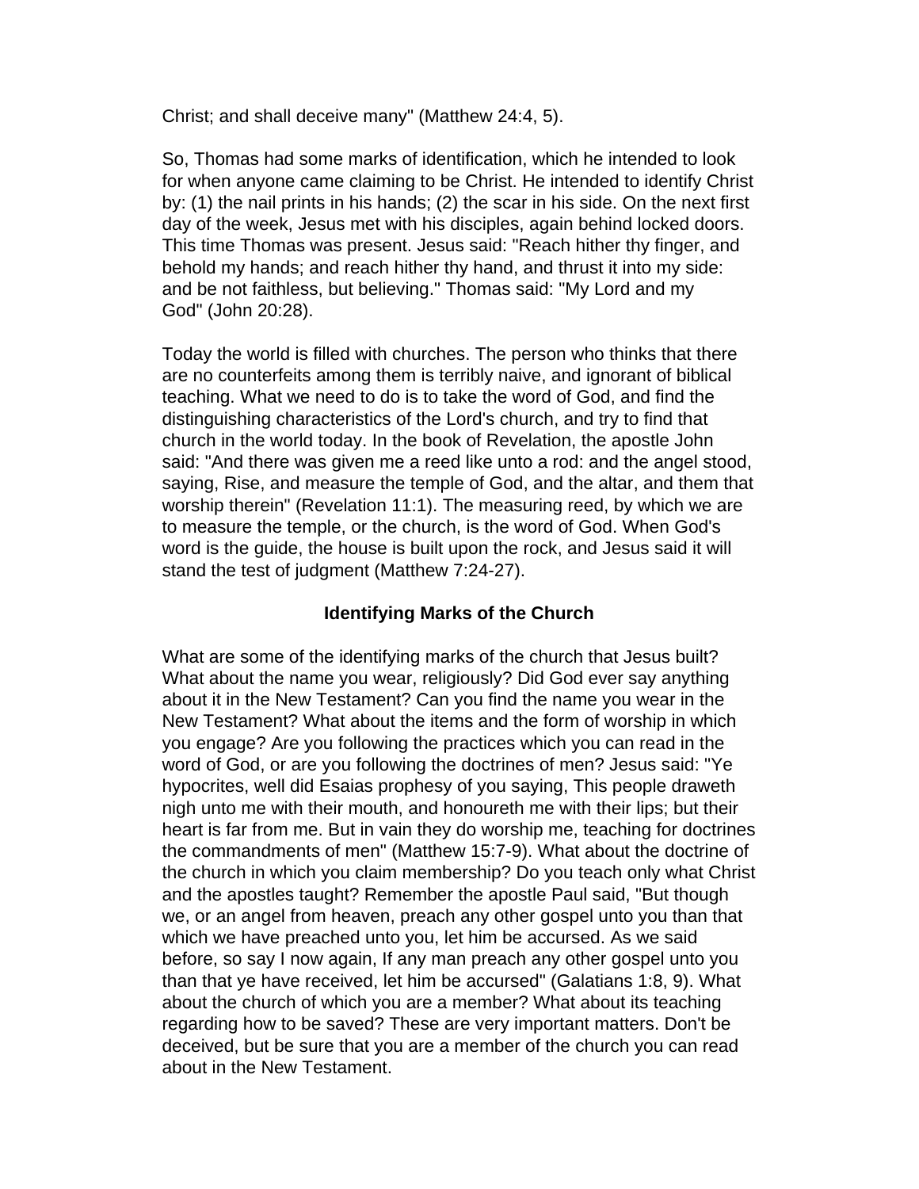Christ; and shall deceive many" (Matthew 24:4, 5).

So, Thomas had some marks of identification, which he intended to look for when anyone came claiming to be Christ. He intended to identify Christ by: (1) the nail prints in his hands; (2) the scar in his side. On the next first day of the week, Jesus met with his disciples, again behind locked doors. This time Thomas was present. Jesus said: "Reach hither thy finger, and behold my hands; and reach hither thy hand, and thrust it into my side: and be not faithless, but believing." Thomas said: "My Lord and my God" (John 20:28).

Today the world is filled with churches. The person who thinks that there are no counterfeits among them is terribly naive, and ignorant of biblical teaching. What we need to do is to take the word of God, and find the distinguishing characteristics of the Lord's church, and try to find that church in the world today. In the book of Revelation, the apostle John said: "And there was given me a reed like unto a rod: and the angel stood, saying, Rise, and measure the temple of God, and the altar, and them that worship therein" (Revelation 11:1). The measuring reed, by which we are to measure the temple, or the church, is the word of God. When God's word is the guide, the house is built upon the rock, and Jesus said it will stand the test of judgment (Matthew 7:24-27).

### Identifying Marks of the Church

What are some of the identifying marks of the church that Jesus built? What about the name you wear, religiously? Did God ever say anything about it in the New Testament? Can you find the name you wear in the New Testament? What about the items and the form of worship in which you engage? Are you following the practices which you can read in the word of God, or are you following the doctrines of men? Jesus said: "Ye hypocrites, well did Esaias prophesy of you saying, This people draweth nigh unto me with their mouth, and honoureth me with their lips; but their heart is far from me. But in vain they do worship me, teaching for doctrines the commandments of men" (Matthew 15:7-9). What about the doctrine of the church in which you claim membership? Do you teach only what Christ and the apostles taught? Remember the apostle Paul said, "But though we, or an angel from heaven, preach any other gospel unto you than that which we have preached unto you, let him be accursed. As we said before, so say I now again, If any man preach any other gospel unto you than that ye have received, let him be accursed" (Galatians 1:8, 9). What about the church of which you are a member? What about its teaching regarding how to be saved? These are very important matters. Don't be deceived, but be sure that you are a member of the church you can read about in the New Testament.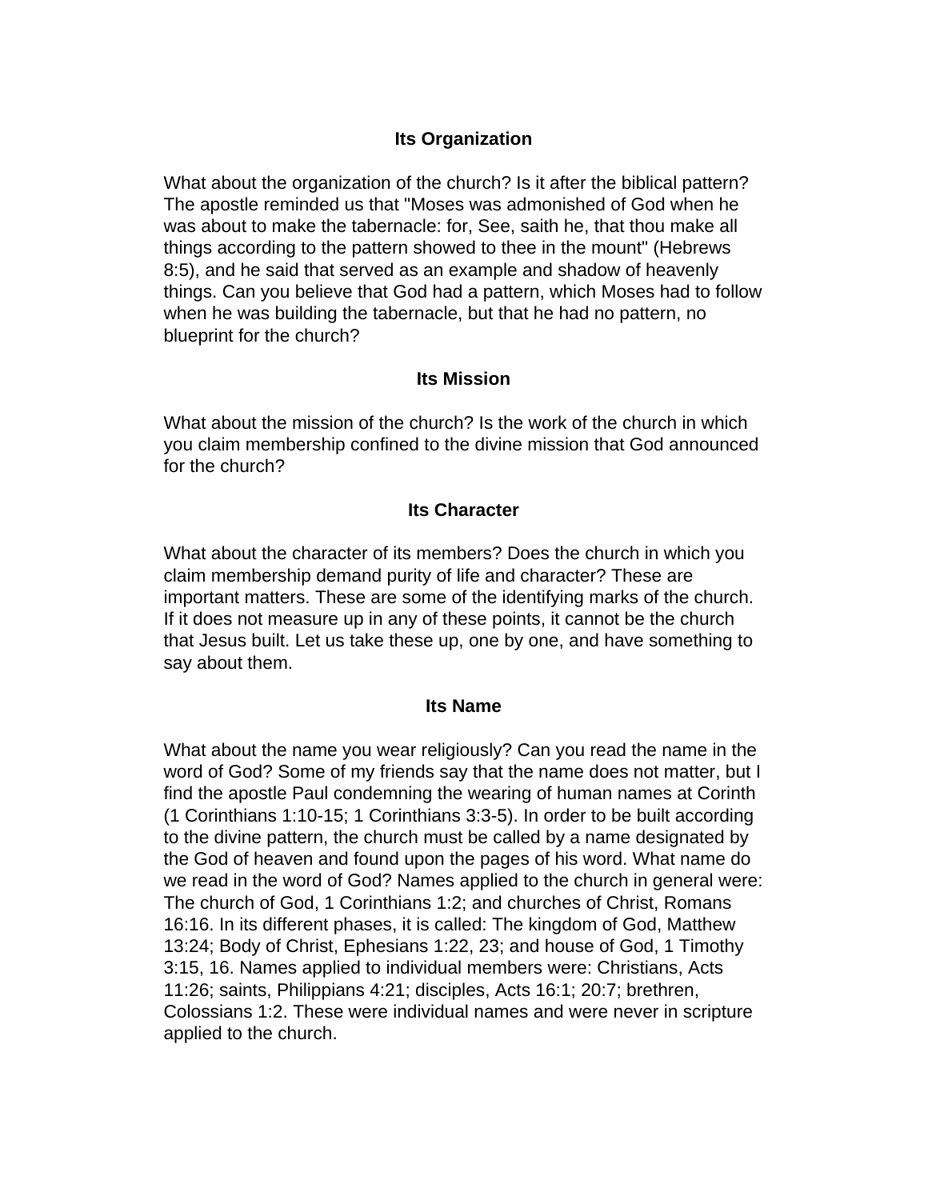### Its Organization

What about the organization of the church? Is it after the biblical pattern? The apostle reminded us that "Moses was admonished of God when he was about to make the tabernacle: for, See, saith he, that thou make all things according to the pattern showed to thee in the mount" (Hebrews 8:5), and he said that served as an example and shadow of heavenly things. Can you believe that God had a pattern, which Moses had to follow when he was building the tabernacle, but that he had no pattern, no blueprint for the church?

### Its Mission

What about the mission of the church? Is the work of the church in which you claim membership confined to the divine mission that God announced for the church?

### Its Character

What about the character of its members? Does the church in which you claim membership demand purity of life and character? These are important matters. These are some of the identifying marks of the church. If it does not measure up in any of these points, it cannot be the church that Jesus built. Let us take these up, one by one, and have something to say about them.

### Its Name

What about the name you wear religiously? Can you read the name in the word of God? Some of my friends say that the name does not matter, but I find the apostle Paul condemning the wearing of human names at Corinth (1 Corinthians 1:10-15; 1 Corinthians 3:3-5). In order to be built according to the divine pattern, the church must be called by a name designated by the God of heaven and found upon the pages of his word. What name do we read in the word of God? Names applied to the church in general were: The church of God, 1 Corinthians 1:2; and churches of Christ, Romans 16:16. In its different phases, it is called: The kingdom of God, Matthew 13:24; Body of Christ, Ephesians 1:22, 23; and house of God, 1 Timothy 3:15, 16. Names applied to individual members were: Christians, Acts 11:26; saints, Philippians 4:21; disciples, Acts 16:1; 20:7; brethren, Colossians 1:2. These were individual names and were never in scripture applied to the church.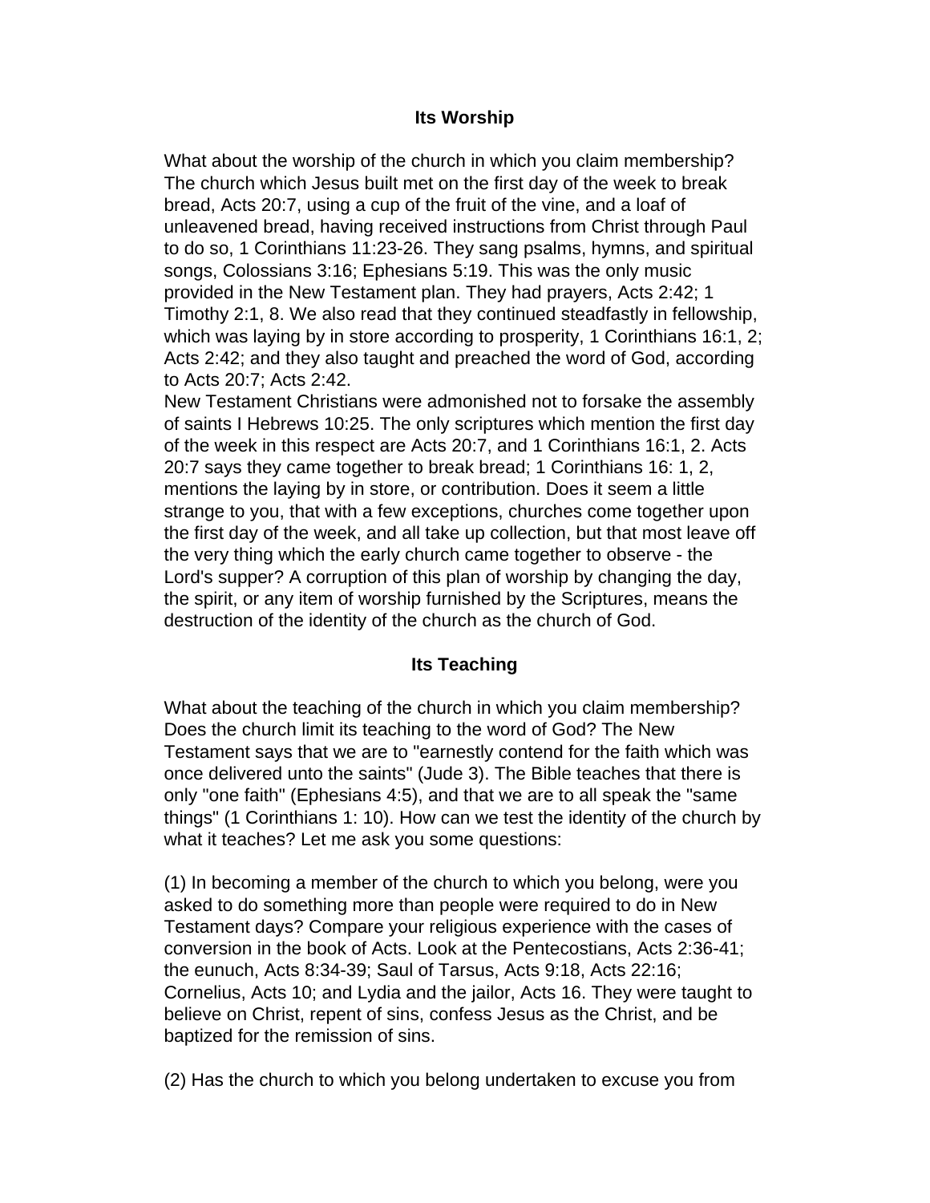## Its Worship

What about the worship of the church in which you claim membership? The church which Jesus built met on the first day of the week to break bread, Acts 20:7, using a cup of the fruit of the vine, and a loaf of unleavened bread, having received instructions from Christ through Paul to do so, 1 Corinthians 11:23-26. They sang psalms, hymns, and spiritual songs, Colossians 3:16; Ephesians 5:19. This was the only music provided in the New Testament plan. They had prayers, Acts 2:42; 1 Timothy 2:1, 8. We also read that they continued steadfastly in fellowship, which was laying by in store according to prosperity, 1 Corinthians 16:1, 2; Acts 2:42; and they also taught and preached the word of God, according to Acts 20:7; Acts 2:42.
New Testament Christians were admonished not to forsake the assembly of saints I Hebrews 10:25. The only scriptures which mention the first day of the week in this respect are Acts 20:7, and 1 Corinthians 16:1, 2. Acts 20:7 says they came together to break bread; 1 Corinthians 16: 1, 2, mentions the laying by in store, or contribution. Does it seem a little strange to you, that with a few exceptions, churches come together upon the first day of the week, and all take up collection, but that most leave off the very thing which the early church came together to observe - the Lord's supper? A corruption of this plan of worship by changing the day, the spirit, or any item of worship furnished by the Scriptures, means the destruction of the identity of the church as the church of God.

## Its Teaching

What about the teaching of the church in which you claim membership? Does the church limit its teaching to the word of God? The New Testament says that we are to "earnestly contend for the faith which was once delivered unto the saints" (Jude 3). The Bible teaches that there is only "one faith" (Ephesians 4:5), and that we are to all speak the "same things" (1 Corinthians 1: 10). How can we test the identity of the church by what it teaches? Let me ask you some questions:

(1) In becoming a member of the church to which you belong, were you asked to do something more than people were required to do in New Testament days? Compare your religious experience with the cases of conversion in the book of Acts. Look at the Pentecostians, Acts 2:36-41; the eunuch, Acts 8:34-39; Saul of Tarsus, Acts 9:18, Acts 22:16; Cornelius, Acts 10; and Lydia and the jailor, Acts 16. They were taught to believe on Christ, repent of sins, confess Jesus as the Christ, and be baptized for the remission of sins.

(2) Has the church to which you belong undertaken to excuse you from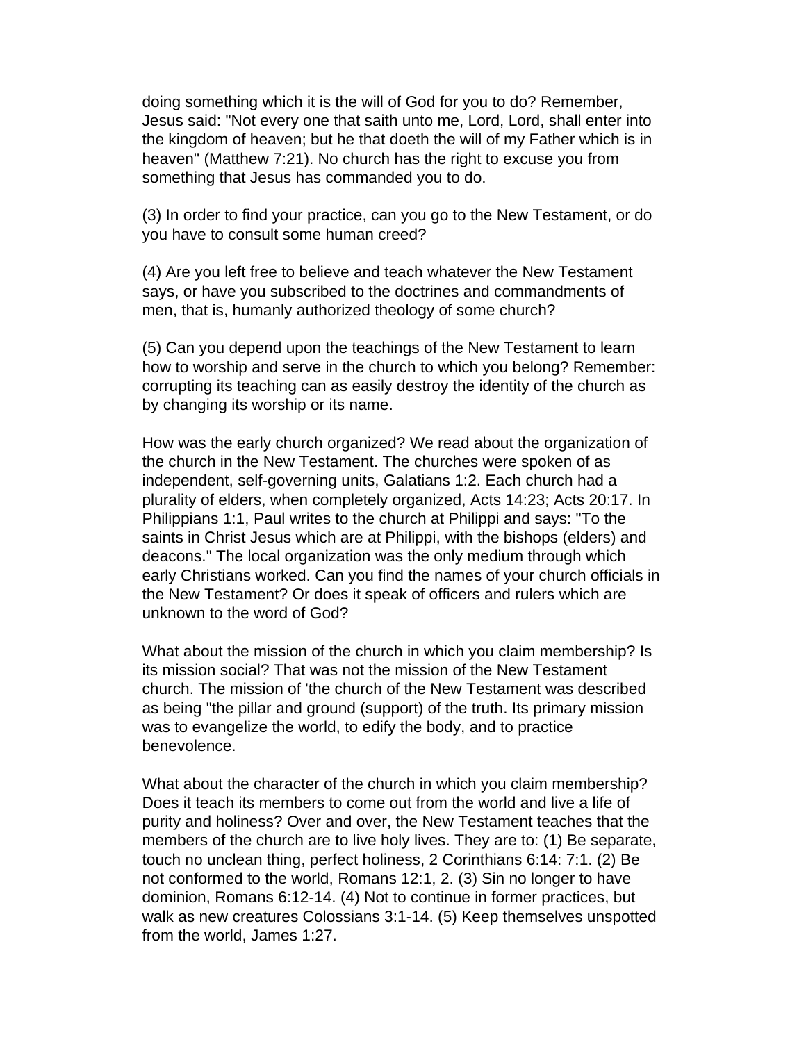doing something which it is the will of God for you to do? Remember, Jesus said: "Not every one that saith unto me, Lord, Lord, shall enter into the kingdom of heaven; but he that doeth the will of my Father which is in heaven" (Matthew 7:21). No church has the right to excuse you from something that Jesus has commanded you to do.

(3) In order to find your practice, can you go to the New Testament, or do you have to consult some human creed?

(4) Are you left free to believe and teach whatever the New Testament says, or have you subscribed to the doctrines and commandments of men, that is, humanly authorized theology of some church?

(5) Can you depend upon the teachings of the New Testament to learn how to worship and serve in the church to which you belong? Remember: corrupting its teaching can as easily destroy the identity of the church as by changing its worship or its name.

How was the early church organized? We read about the organization of the church in the New Testament. The churches were spoken of as independent, self-governing units, Galatians 1:2. Each church had a plurality of elders, when completely organized, Acts 14:23; Acts 20:17. In Philippians 1:1, Paul writes to the church at Philippi and says: "To the saints in Christ Jesus which are at Philippi, with the bishops (elders) and deacons." The local organization was the only medium through which early Christians worked. Can you find the names of your church officials in the New Testament? Or does it speak of officers and rulers which are unknown to the word of God?

What about the mission of the church in which you claim membership? Is its mission social? That was not the mission of the New Testament church. The mission of 'the church of the New Testament was described as being "the pillar and ground (support) of the truth. Its primary mission was to evangelize the world, to edify the body, and to practice benevolence.

What about the character of the church in which you claim membership? Does it teach its members to come out from the world and live a life of purity and holiness? Over and over, the New Testament teaches that the members of the church are to live holy lives. They are to: (1) Be separate, touch no unclean thing, perfect holiness, 2 Corinthians 6:14: 7:1. (2) Be not conformed to the world, Romans 12:1, 2. (3) Sin no longer to have dominion, Romans 6:12-14. (4) Not to continue in former practices, but walk as new creatures Colossians 3:1-14. (5) Keep themselves unspotted from the world, James 1:27.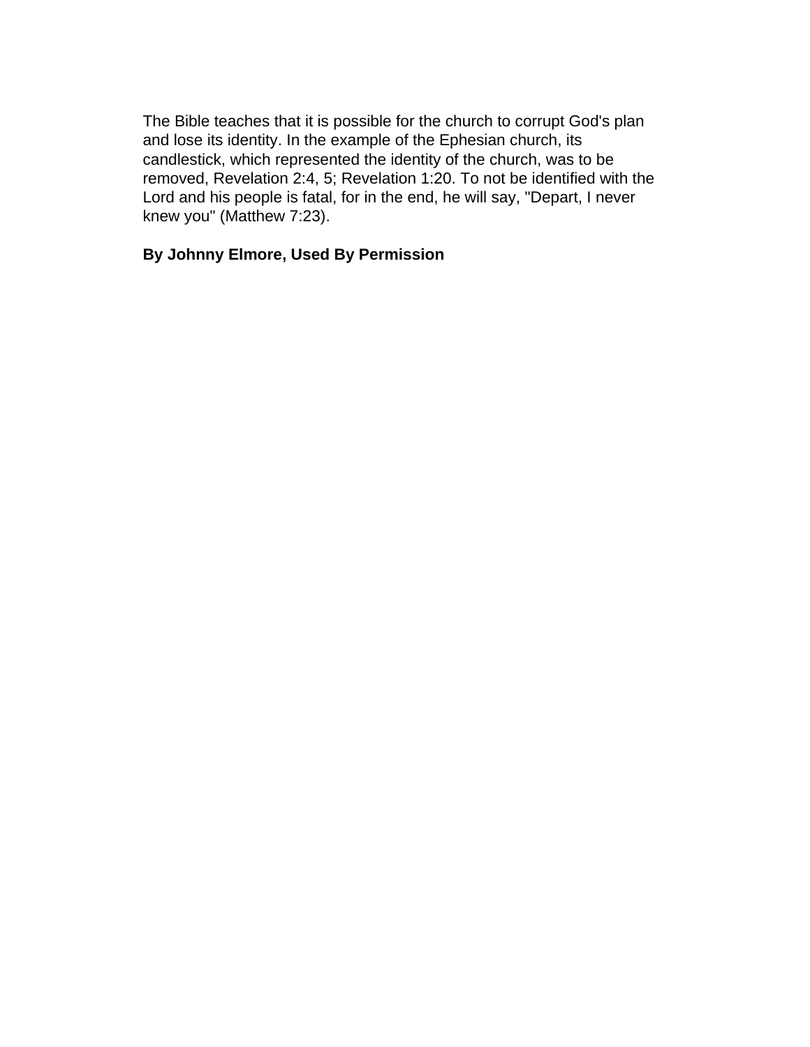The Bible teaches that it is possible for the church to corrupt God's plan and lose its identity. In the example of the Ephesian church, its candlestick, which represented the identity of the church, was to be removed, Revelation 2:4, 5; Revelation 1:20. To not be identified with the Lord and his people is fatal, for in the end, he will say, "Depart, I never knew you" (Matthew 7:23).

**By Johnny Elmore, Used By Permission**